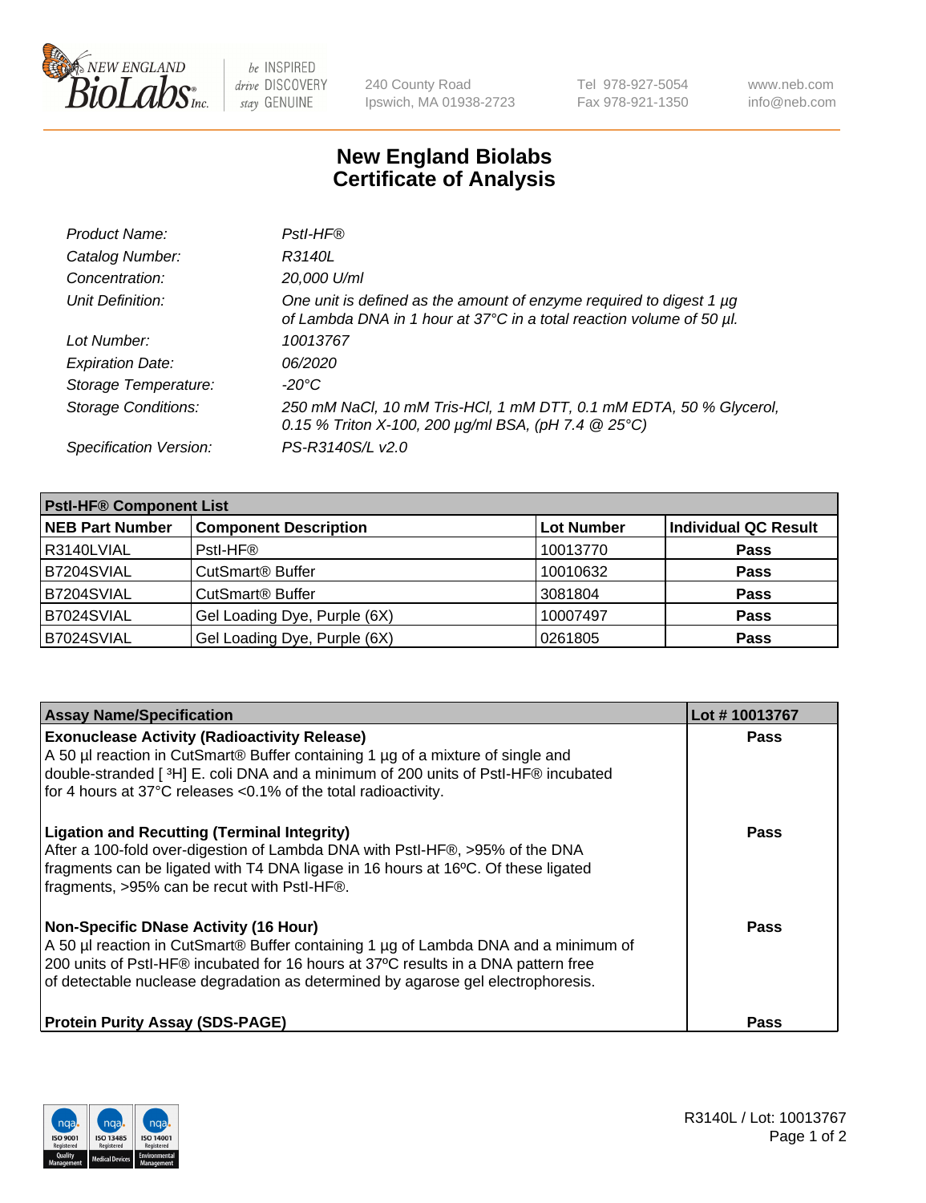New England BioLabs Inc. — be INSPIRED drive DISCOVERY stay GENUINE

240 County Road
Ipswich, MA 01938-2723

Tel 978-927-5054
Fax 978-921-1350

www.neb.com
info@neb.com

# New England Biolabs
# Certificate of Analysis

| | |
|---|---|
| *Product Name:* | *PstI-HF®* |
| *Catalog Number:* | *R3140L* |
| *Concentration:* | *20,000 U/ml* |
| *Unit Definition:* | *One unit is defined as the amount of enzyme required to digest 1 µg of Lambda DNA in 1 hour at 37°C in a total reaction volume of 50 µl.* |
| *Lot Number:* | *10013767* |
| *Expiration Date:* | *06/2020* |
| *Storage Temperature:* | *-20°C* |
| *Storage Conditions:* | *250 mM NaCl, 10 mM Tris-HCl, 1 mM DTT, 0.1 mM EDTA, 50 % Glycerol, 0.15 % Triton X-100, 200 µg/ml BSA, (pH 7.4 @ 25°C)* |
| *Specification Version:* | *PS-R3140S/L v2.0* |

| **PstI-HF® Component List** | | | |
|---|---|---|---|
| **NEB Part Number** | **Component Description** | **Lot Number** | **Individual QC Result** |
| R3140LVIAL | PstI-HF® | 10013770 | **Pass** |
| B7204SVIAL | CutSmart® Buffer | 10010632 | **Pass** |
| B7204SVIAL | CutSmart® Buffer | 3081804 | **Pass** |
| B7024SVIAL | Gel Loading Dye, Purple (6X) | 10007497 | **Pass** |
| B7024SVIAL | Gel Loading Dye, Purple (6X) | 0261805 | **Pass** |

| **Assay Name/Specification** | **Lot # 10013767** |
|---|---|
| **Exonuclease Activity (Radioactivity Release)** A 50 µl reaction in CutSmart® Buffer containing 1 µg of a mixture of single and double-stranded [ $^3$H] E. coli DNA and a minimum of 200 units of PstI-HF® incubated for 4 hours at 37°C releases <0.1% of the total radioactivity. | **Pass** |
| **Ligation and Recutting (Terminal Integrity)** After a 100-fold over-digestion of Lambda DNA with PstI-HF®, >95% of the DNA fragments can be ligated with T4 DNA ligase in 16 hours at 16ºC. Of these ligated fragments, >95% can be recut with PstI-HF®. | **Pass** |
| **Non-Specific DNase Activity (16 Hour)** A 50 µl reaction in CutSmart® Buffer containing 1 µg of Lambda DNA and a minimum of 200 units of PstI-HF® incubated for 16 hours at 37ºC results in a DNA pattern free of detectable nuclease degradation as determined by agarose gel electrophoresis. | **Pass** |
| **Protein Purity Assay (SDS-PAGE)** | **Pass** |

R3140L / Lot: 10013767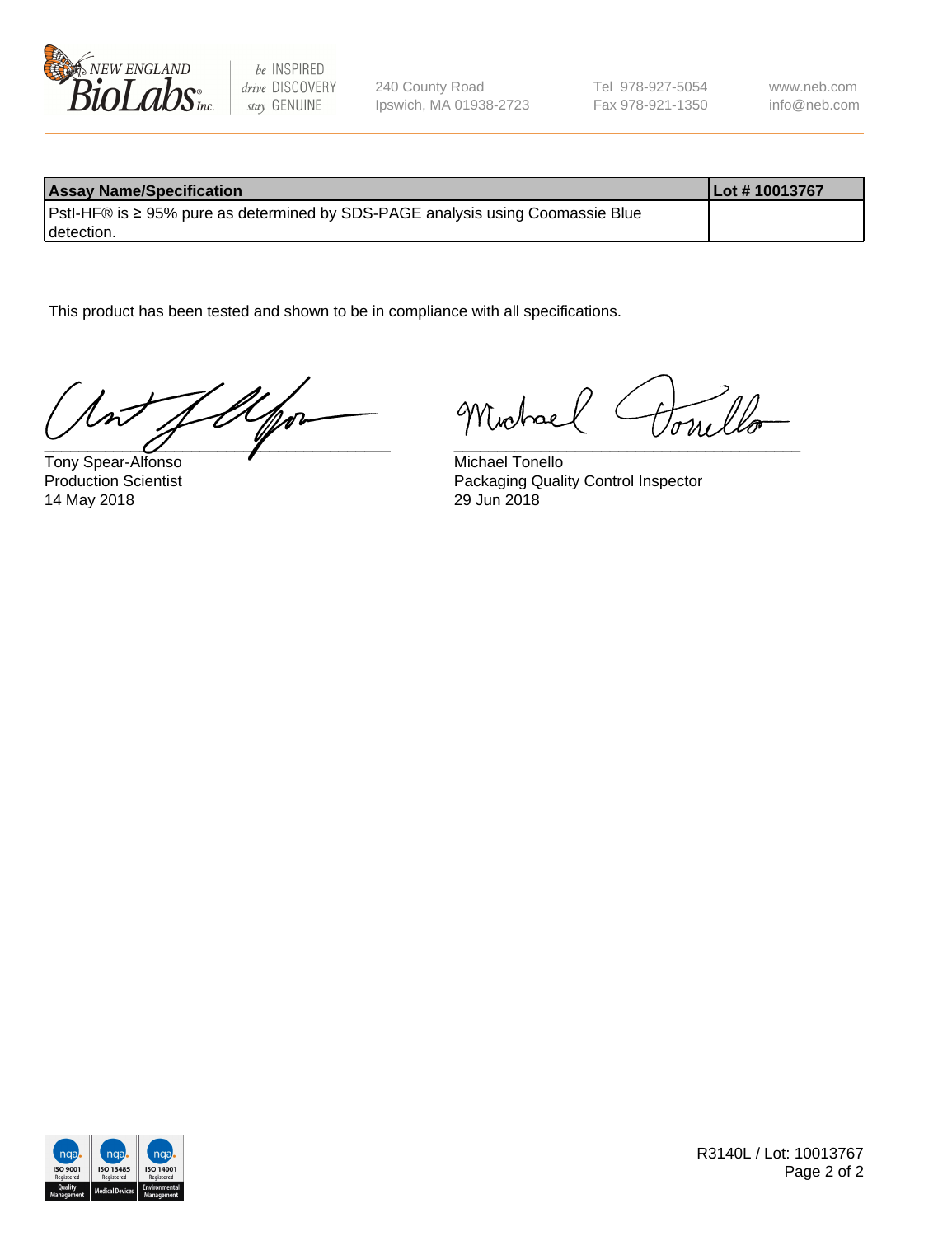| Assay Name/Specification | Lot # 10013767 |
|---|---|
| PstI-HF® is ≥ 95% pure as determined by SDS-PAGE analysis using Coomassie Blue detection. | |

This product has been tested and shown to be in compliance with all specifications.

Tony Spear-Alfonso
Production Scientist
14 May 2018

Michael Tonello
Packaging Quality Control Inspector
29 Jun 2018

R3140L / Lot: 10013767